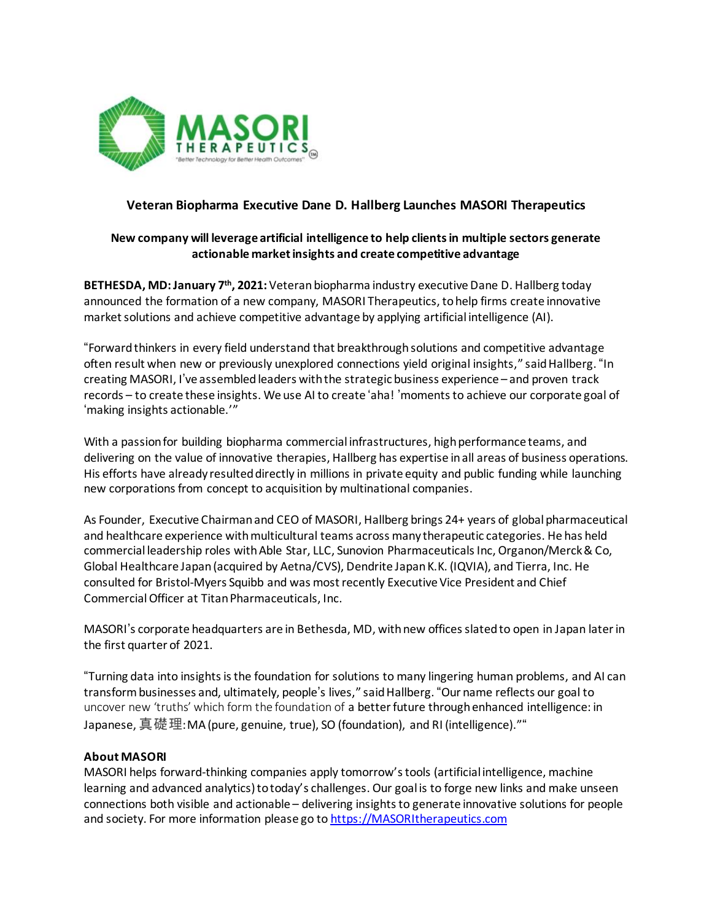MASORI THERAPEUTICS
"Better Technology for Better Health Outcomes"

## Veteran Biopharma Executive Dane D. Hallberg Launches MASORI Therapeutics

### New company will leverage artificial intelligence to help clients in multiple sectors generate actionable market insights and create competitive advantage

**BETHESDA, MD: January 7th, 2021:** Veteran biopharma industry executive Dane D. Hallberg today announced the formation of a new company, MASORI Therapeutics, to help firms create innovative market solutions and achieve competitive advantage by applying artificial intelligence (AI).

"Forward thinkers in every field understand that breakthrough solutions and competitive advantage often result when new or previously unexplored connections yield original insights," said Hallberg. "In creating MASORI, I've assembled leaders with the strategic business experience – and proven track records – to create these insights. We use AI to create 'aha! 'moments to achieve our corporate goal of 'making insights actionable.'"

With a passion for building biopharma commercial infrastructures, high performance teams, and delivering on the value of innovative therapies, Hallberg has expertise in all areas of business operations. His efforts have already resulted directly in millions in private equity and public funding while launching new corporations from concept to acquisition by multinational companies.

As Founder, Executive Chairman and CEO of MASORI, Hallberg brings 24+ years of global pharmaceutical and healthcare experience with multicultural teams across many therapeutic categories. He has held commercial leadership roles with Able Star, LLC, Sunovion Pharmaceuticals Inc, Organon/Merck & Co, Global Healthcare Japan (acquired by Aetna/CVS), Dendrite Japan K.K. (IQVIA), and Tierra, Inc. He consulted for Bristol-Myers Squibb and was most recently Executive Vice President and Chief Commercial Officer at Titan Pharmaceuticals, Inc.

MASORI's corporate headquarters are in Bethesda, MD, with new offices slated to open in Japan later in the first quarter of 2021.

"Turning data into insights is the foundation for solutions to many lingering human problems, and AI can transform businesses and, ultimately, people's lives," said Hallberg. "Our name reflects our goal to uncover new 'truths' which form the foundation of a better future through enhanced intelligence: in Japanese, 真礎理: MA (pure, genuine, true), SO (foundation), and RI (intelligence).""

**About MASORI**
MASORI helps forward-thinking companies apply tomorrow's tools (artificial intelligence, machine learning and advanced analytics) to today's challenges. Our goal is to forge new links and make unseen connections both visible and actionable – delivering insights to generate innovative solutions for people and society. For more information please go to [https://MASORItherapeutics.com](https://MASORItherapeutics.com)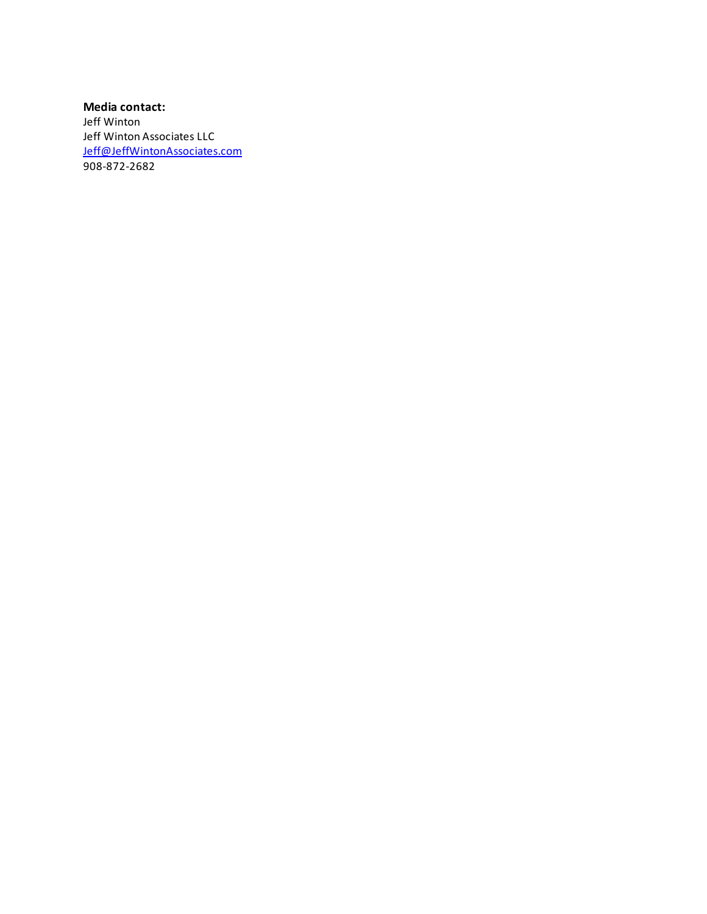**Media contact:**
Jeff Winton
Jeff Winton Associates LLC
Jeff@JeffWintonAssociates.com
908-872-2682